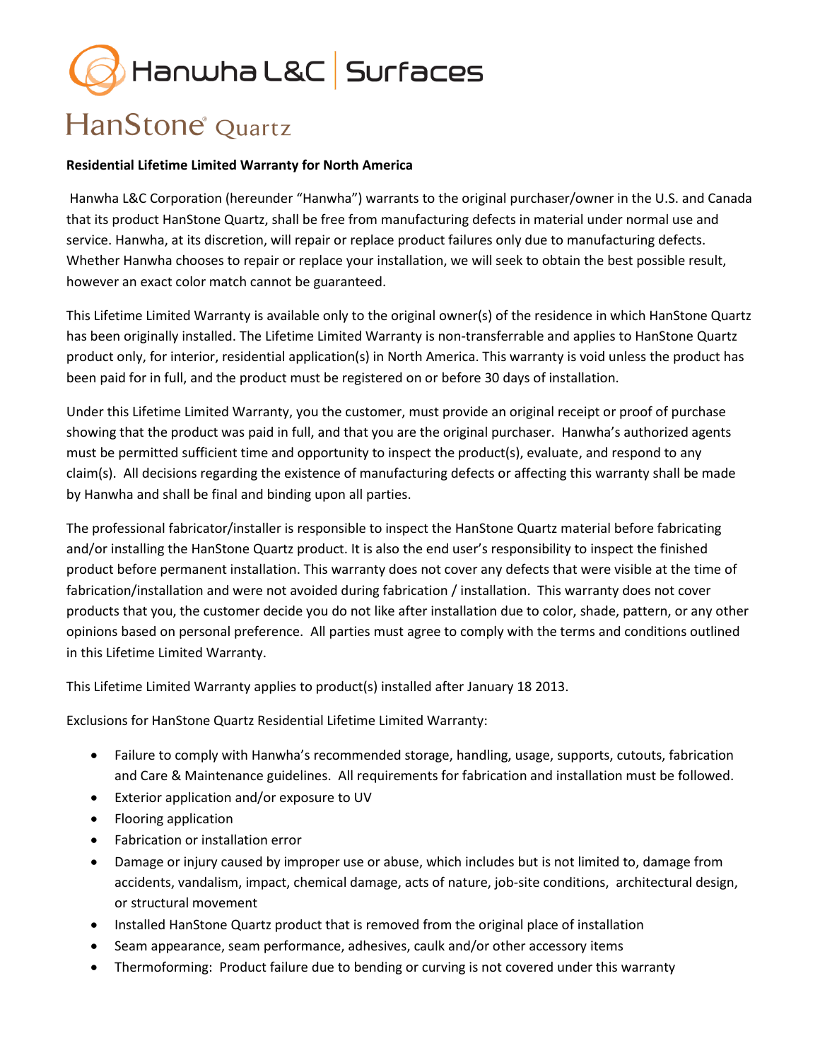Hanwha L&C | Surfaces

HanStone® Quartz

**Residential Lifetime Limited Warranty for North America**

Hanwha L&C Corporation (hereunder "Hanwha") warrants to the original purchaser/owner in the U.S. and Canada that its product HanStone Quartz, shall be free from manufacturing defects in material under normal use and service. Hanwha, at its discretion, will repair or replace product failures only due to manufacturing defects. Whether Hanwha chooses to repair or replace your installation, we will seek to obtain the best possible result, however an exact color match cannot be guaranteed.

This Lifetime Limited Warranty is available only to the original owner(s) of the residence in which HanStone Quartz has been originally installed. The Lifetime Limited Warranty is non-transferrable and applies to HanStone Quartz product only, for interior, residential application(s) in North America. This warranty is void unless the product has been paid for in full, and the product must be registered on or before 30 days of installation.

Under this Lifetime Limited Warranty, you the customer, must provide an original receipt or proof of purchase showing that the product was paid in full, and that you are the original purchaser. Hanwha's authorized agents must be permitted sufficient time and opportunity to inspect the product(s), evaluate, and respond to any claim(s). All decisions regarding the existence of manufacturing defects or affecting this warranty shall be made by Hanwha and shall be final and binding upon all parties.

The professional fabricator/installer is responsible to inspect the HanStone Quartz material before fabricating and/or installing the HanStone Quartz product. It is also the end user's responsibility to inspect the finished product before permanent installation. This warranty does not cover any defects that were visible at the time of fabrication/installation and were not avoided during fabrication / installation. This warranty does not cover products that you, the customer decide you do not like after installation due to color, shade, pattern, or any other opinions based on personal preference. All parties must agree to comply with the terms and conditions outlined in this Lifetime Limited Warranty.

This Lifetime Limited Warranty applies to product(s) installed after January 18 2013.

Exclusions for HanStone Quartz Residential Lifetime Limited Warranty:

- Failure to comply with Hanwha's recommended storage, handling, usage, supports, cutouts, fabrication and Care & Maintenance guidelines. All requirements for fabrication and installation must be followed.
- Exterior application and/or exposure to UV
- Flooring application
- Fabrication or installation error
- Damage or injury caused by improper use or abuse, which includes but is not limited to, damage from accidents, vandalism, impact, chemical damage, acts of nature, job-site conditions, architectural design, or structural movement
- Installed HanStone Quartz product that is removed from the original place of installation
- Seam appearance, seam performance, adhesives, caulk and/or other accessory items
- Thermoforming: Product failure due to bending or curving is not covered under this warranty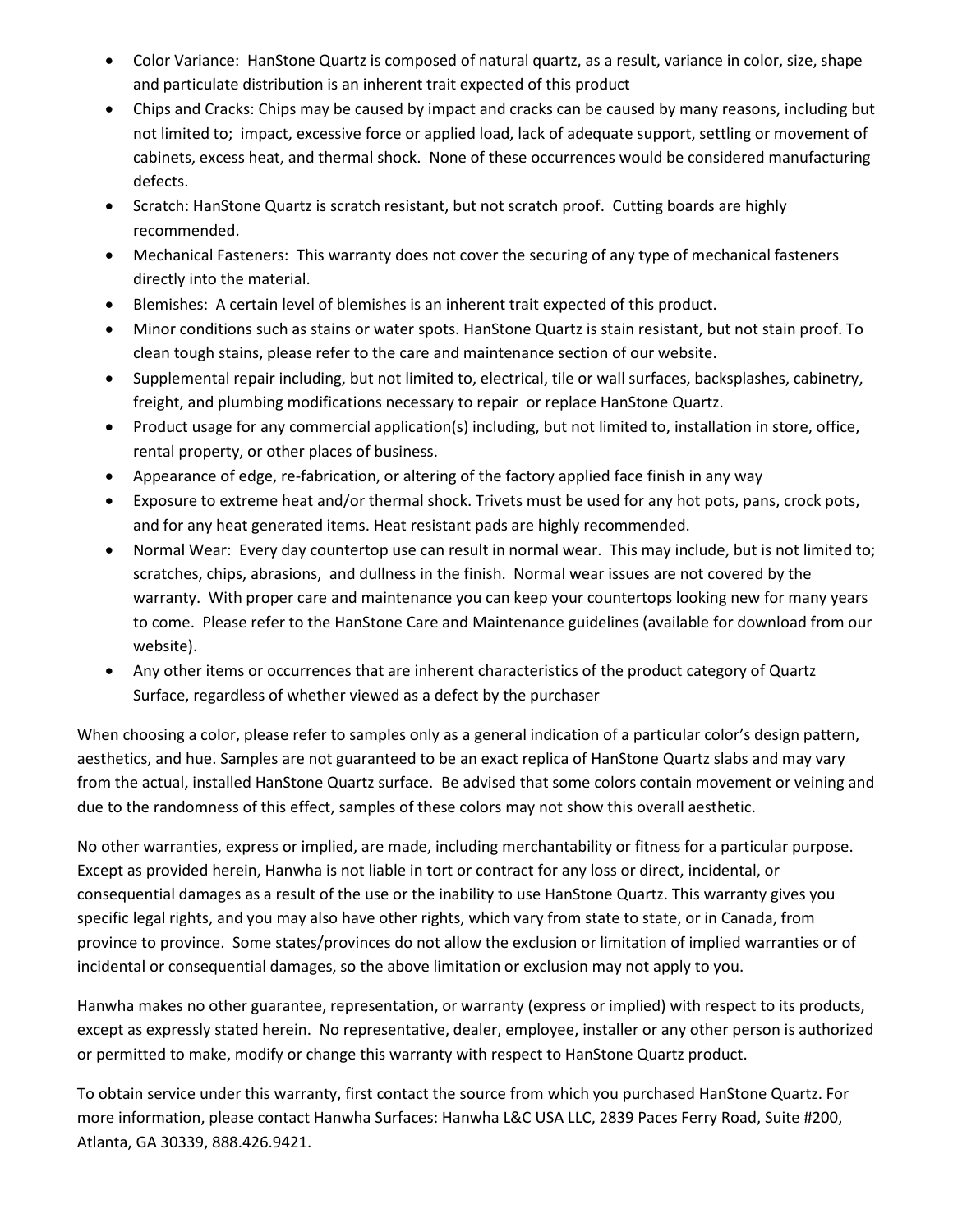- Color Variance: HanStone Quartz is composed of natural quartz, as a result, variance in color, size, shape and particulate distribution is an inherent trait expected of this product
- Chips and Cracks: Chips may be caused by impact and cracks can be caused by many reasons, including but not limited to; impact, excessive force or applied load, lack of adequate support, settling or movement of cabinets, excess heat, and thermal shock. None of these occurrences would be considered manufacturing defects.
- Scratch: HanStone Quartz is scratch resistant, but not scratch proof. Cutting boards are highly recommended.
- Mechanical Fasteners: This warranty does not cover the securing of any type of mechanical fasteners directly into the material.
- Blemishes: A certain level of blemishes is an inherent trait expected of this product.
- Minor conditions such as stains or water spots. HanStone Quartz is stain resistant, but not stain proof. To clean tough stains, please refer to the care and maintenance section of our website.
- Supplemental repair including, but not limited to, electrical, tile or wall surfaces, backsplashes, cabinetry, freight, and plumbing modifications necessary to repair or replace HanStone Quartz.
- Product usage for any commercial application(s) including, but not limited to, installation in store, office, rental property, or other places of business.
- Appearance of edge, re-fabrication, or altering of the factory applied face finish in any way
- Exposure to extreme heat and/or thermal shock. Trivets must be used for any hot pots, pans, crock pots, and for any heat generated items. Heat resistant pads are highly recommended.
- Normal Wear: Every day countertop use can result in normal wear. This may include, but is not limited to; scratches, chips, abrasions, and dullness in the finish. Normal wear issues are not covered by the warranty. With proper care and maintenance you can keep your countertops looking new for many years to come. Please refer to the HanStone Care and Maintenance guidelines (available for download from our website).
- Any other items or occurrences that are inherent characteristics of the product category of Quartz Surface, regardless of whether viewed as a defect by the purchaser

When choosing a color, please refer to samples only as a general indication of a particular color's design pattern, aesthetics, and hue. Samples are not guaranteed to be an exact replica of HanStone Quartz slabs and may vary from the actual, installed HanStone Quartz surface. Be advised that some colors contain movement or veining and due to the randomness of this effect, samples of these colors may not show this overall aesthetic.

No other warranties, express or implied, are made, including merchantability or fitness for a particular purpose. Except as provided herein, Hanwha is not liable in tort or contract for any loss or direct, incidental, or consequential damages as a result of the use or the inability to use HanStone Quartz. This warranty gives you specific legal rights, and you may also have other rights, which vary from state to state, or in Canada, from province to province. Some states/provinces do not allow the exclusion or limitation of implied warranties or of incidental or consequential damages, so the above limitation or exclusion may not apply to you.

Hanwha makes no other guarantee, representation, or warranty (express or implied) with respect to its products, except as expressly stated herein. No representative, dealer, employee, installer or any other person is authorized or permitted to make, modify or change this warranty with respect to HanStone Quartz product.

To obtain service under this warranty, first contact the source from which you purchased HanStone Quartz. For more information, please contact Hanwha Surfaces: Hanwha L&C USA LLC, 2839 Paces Ferry Road, Suite #200, Atlanta, GA 30339, 888.426.9421.